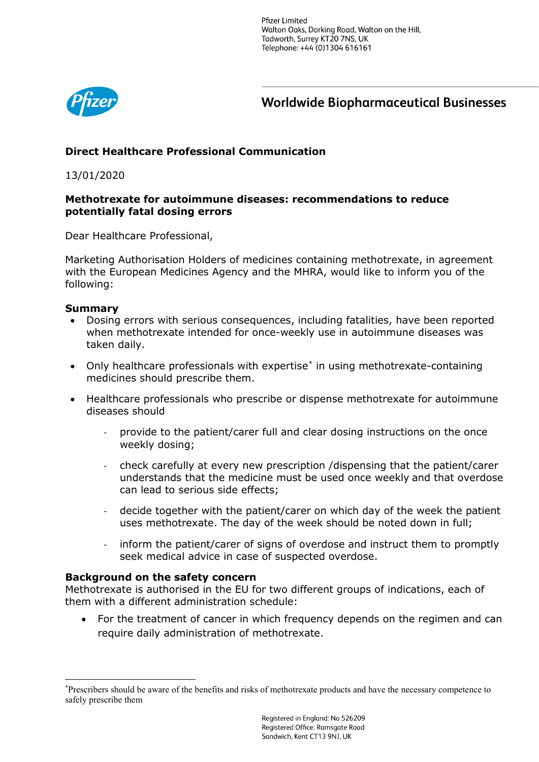Pfizer Limited
Walton Oaks, Dorking Road, Walton on the Hill,
Tadworth, Surrey KT20 7NS, UK
Telephone: +44 (0)1304 616161

**Worldwide Biopharmaceutical Businesses**

**Direct Healthcare Professional Communication**

13/01/2020

**Methotrexate for autoimmune diseases: recommendations to reduce potentially fatal dosing errors**

Dear Healthcare Professional,

Marketing Authorisation Holders of medicines containing methotrexate, in agreement with the European Medicines Agency and the MHRA, would like to inform you of the following:

**Summary**

- Dosing errors with serious consequences, including fatalities, have been reported when methotrexate intended for once-weekly use in autoimmune diseases was taken daily.
- Only healthcare professionals with expertise* in using methotrexate-containing medicines should prescribe them.
- Healthcare professionals who prescribe or dispense methotrexate for autoimmune diseases should
  - provide to the patient/carer full and clear dosing instructions on the once weekly dosing;
  - check carefully at every new prescription /dispensing that the patient/carer understands that the medicine must be used once weekly and that overdose can lead to serious side effects;
  - decide together with the patient/carer on which day of the week the patient uses methotrexate. The day of the week should be noted down in full;
  - inform the patient/carer of signs of overdose and instruct them to promptly seek medical advice in case of suspected overdose.

**Background on the safety concern**

Methotrexate is authorised in the EU for two different groups of indications, each of them with a different administration schedule:

- For the treatment of cancer in which frequency depends on the regimen and can require daily administration of methotrexate.

*Prescribers should be aware of the benefits and risks of methotrexate products and have the necessary competence to safely prescribe them

Registered in England: No 526209
Registered Office: Ramsgate Road
Sandwich, Kent CT13 9NJ, UK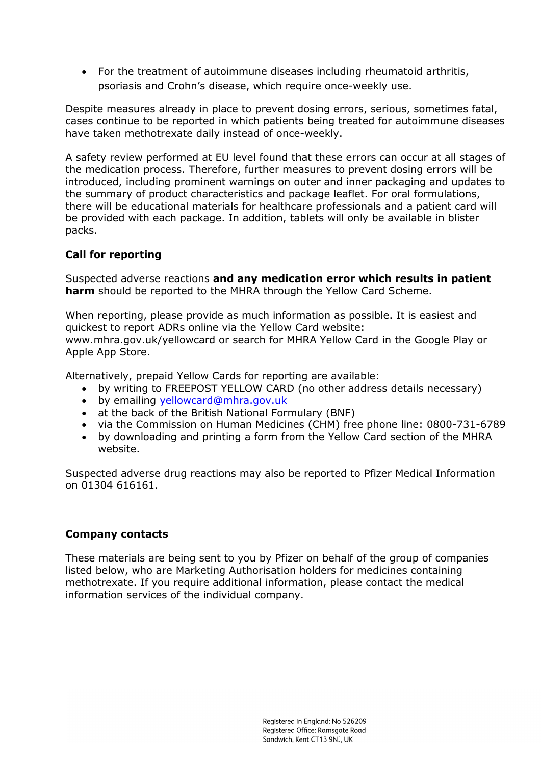- For the treatment of autoimmune diseases including rheumatoid arthritis, psoriasis and Crohn's disease, which require once-weekly use.

Despite measures already in place to prevent dosing errors, serious, sometimes fatal, cases continue to be reported in which patients being treated for autoimmune diseases have taken methotrexate daily instead of once-weekly.

A safety review performed at EU level found that these errors can occur at all stages of the medication process. Therefore, further measures to prevent dosing errors will be introduced, including prominent warnings on outer and inner packaging and updates to the summary of product characteristics and package leaflet. For oral formulations, there will be educational materials for healthcare professionals and a patient card will be provided with each package. In addition, tablets will only be available in blister packs.

**Call for reporting**

Suspected adverse reactions **and any medication error which results in patient harm** should be reported to the MHRA through the Yellow Card Scheme.

When reporting, please provide as much information as possible. It is easiest and quickest to report ADRs online via the Yellow Card website: www.mhra.gov.uk/yellowcard or search for MHRA Yellow Card in the Google Play or Apple App Store.

Alternatively, prepaid Yellow Cards for reporting are available:

- by writing to FREEPOST YELLOW CARD (no other address details necessary)
- by emailing yellowcard@mhra.gov.uk
- at the back of the British National Formulary (BNF)
- via the Commission on Human Medicines (CHM) free phone line: 0800-731-6789
- by downloading and printing a form from the Yellow Card section of the MHRA website.

Suspected adverse drug reactions may also be reported to Pfizer Medical Information on 01304 616161.

**Company contacts**

These materials are being sent to you by Pfizer on behalf of the group of companies listed below, who are Marketing Authorisation holders for medicines containing methotrexate. If you require additional information, please contact the medical information services of the individual company.

Registered in England: No 526209
Registered Office: Ramsgate Road
Sandwich, Kent CT13 9NJ, UK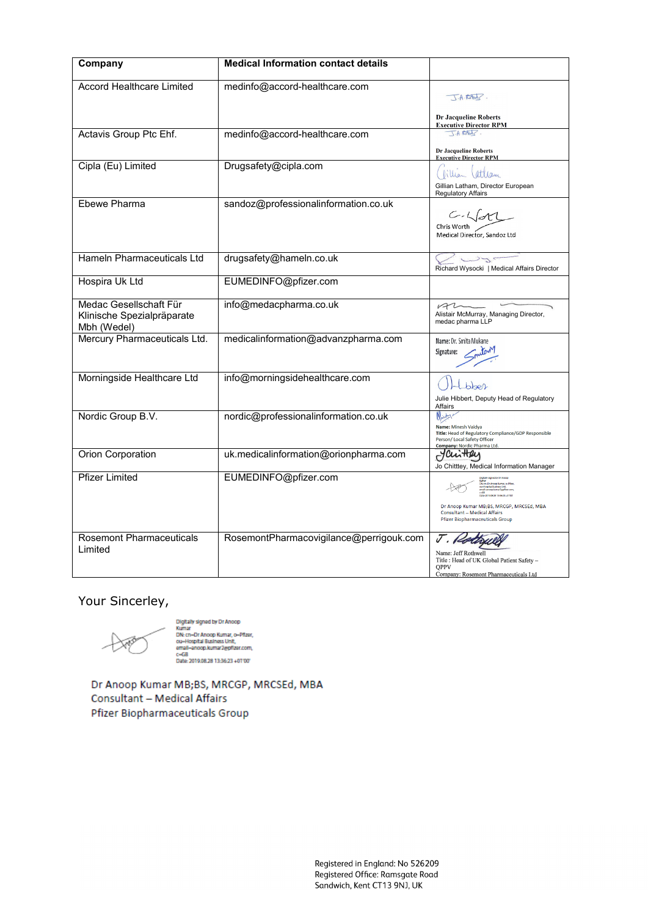| Company | Medical Information contact details | |
|---|---|---|
| Accord Healthcare Limited | medinfo@accord-healthcare.com | Dr Jacqueline Roberts<br>Executive Director RPM |
| Actavis Group Ptc Ehf. | medinfo@accord-healthcare.com | Dr Jacqueline Roberts<br>Executive Director RPM |
| Cipla (Eu) Limited | Drugsafety@cipla.com | Gillian Latham, Director European Regulatory Affairs |
| Ebewe Pharma | sandoz@professionalinformation.co.uk | Chris Worth<br>Medical Director, Sandoz Ltd |
| Hameln Pharmaceuticals Ltd | drugsafety@hameln.co.uk | Richard Wysocki \| Medical Affairs Director |
| Hospira Uk Ltd | EUMEDINFO@pfizer.com | |
| Medac Gesellschaft Für Klinische Spezialpräparate Mbh (Wedel) | info@medacpharma.co.uk | Alistair McMurray, Managing Director, medac pharma LLP |
| Mercury Pharmaceuticals Ltd. | medicalinformation@advanzpharma.com | Name: Dr. Smita Mukane<br>Signature: |
| Morningside Healthcare Ltd | info@morningsidehealthcare.com | Julie Hibbert, Deputy Head of Regulatory Affairs |
| Nordic Group B.V. | nordic@professionalinformation.co.uk | Name: Minesh Vaidya<br>Title: Head of Regulatory Compliance/GDP Responsible Person/ Local Safety Officer<br>Company: Nordic Pharma Ltd. |
| Orion Corporation | uk.medicalinformation@orionpharma.com | Jo Chitttey, Medical Information Manager |
| Pfizer Limited | EUMEDINFO@pfizer.com | Dr Anoop Kumar MB;BS, MRCGP, MRCSEd, MBA<br>Consultant – Medical Affairs<br>Pfizer Biopharmaceuticals Group |
| Rosemont Pharmaceuticals Limited | RosemontPharmacovigilance@perrigouk.com | Name: Jeff Rothwell<br>Title : Head of UK Global Patient Safety – QPPV<br>Company: Rosemont Pharmaceuticals Ltd |

Your Sincerley,

Digitally signed by Dr Anoop Kumar
DN: cn=Dr Anoop Kumar, o=Pfizer, ou=Hospital Business Unit, email=anoop.kumar2@pfizer.com, c=GB
Date: 2019.08.28 13:36:23 +01'00'

Dr Anoop Kumar MB;BS, MRCGP, MRCSEd, MBA
Consultant – Medical Affairs
Pfizer Biopharmaceuticals Group

Registered in England: No 526209
Registered Office: Ramsgate Road
Sandwich, Kent CT13 9NJ, UK